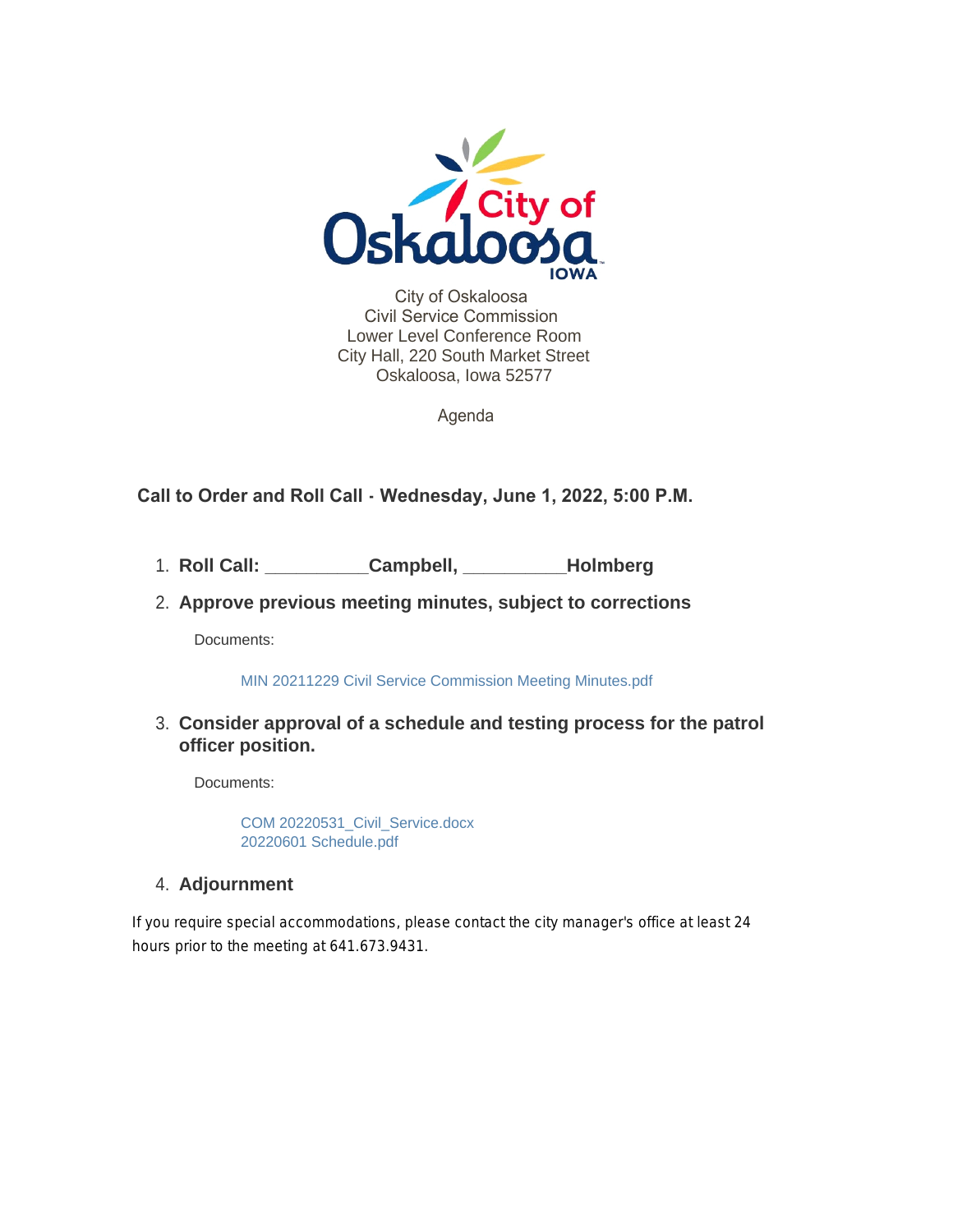City of Oskaloosa
Civil Service Commission
Lower Level Conference Room
City Hall, 220 South Market Street
Oskaloosa, Iowa 52577

Agenda

**Call to Order and Roll Call - Wednesday, June 1, 2022, 5:00 P.M.**

1. **Roll Call: __________Campbell, __________Holmberg**

2. **Approve previous meeting minutes, subject to corrections**

   Documents:

   MIN 20211229 Civil Service Commission Meeting Minutes.pdf

3. **Consider approval of a schedule and testing process for the patrol officer position.**

   Documents:

   COM 20220531_Civil_Service.docx
   20220601 Schedule.pdf

4. **Adjournment**

If you require special accommodations, please contact the city manager's office at least 24 hours prior to the meeting at 641.673.9431.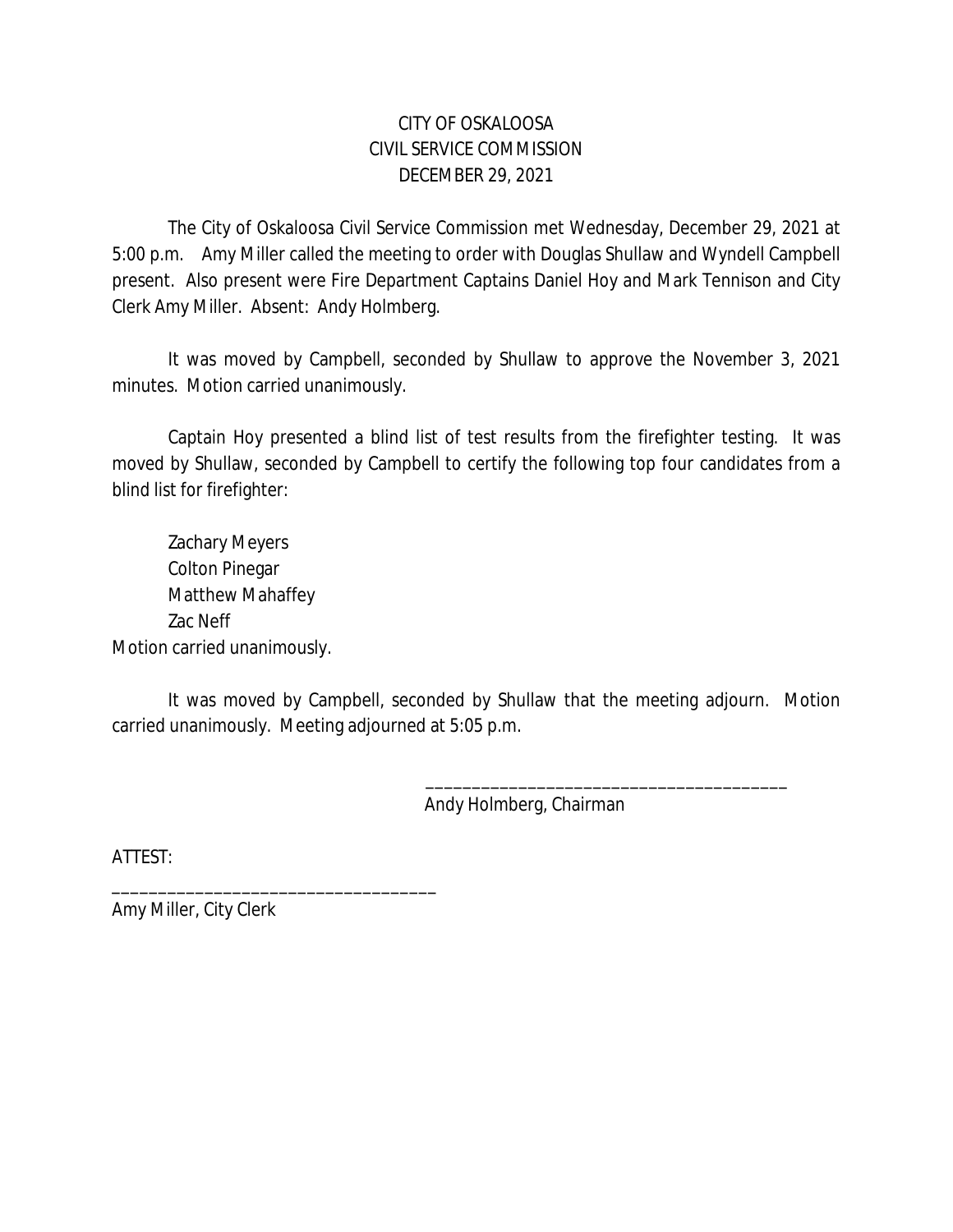# CITY OF OSKALOOSA
# CIVIL SERVICE COMMISSION
# DECEMBER 29, 2021

The City of Oskaloosa Civil Service Commission met Wednesday, December 29, 2021 at 5:00 p.m. Amy Miller called the meeting to order with Douglas Shullaw and Wyndell Campbell present. Also present were Fire Department Captains Daniel Hoy and Mark Tennison and City Clerk Amy Miller. Absent: Andy Holmberg.

It was moved by Campbell, seconded by Shullaw to approve the November 3, 2021 minutes. Motion carried unanimously.

Captain Hoy presented a blind list of test results from the firefighter testing. It was moved by Shullaw, seconded by Campbell to certify the following top four candidates from a blind list for firefighter:

Zachary Meyers
Colton Pinegar
Matthew Mahaffey
Zac Neff

Motion carried unanimously.

It was moved by Campbell, seconded by Shullaw that the meeting adjourn. Motion carried unanimously. Meeting adjourned at 5:05 p.m.

_______________________________________
Andy Holmberg, Chairman

ATTEST:

___________________________________
Amy Miller, City Clerk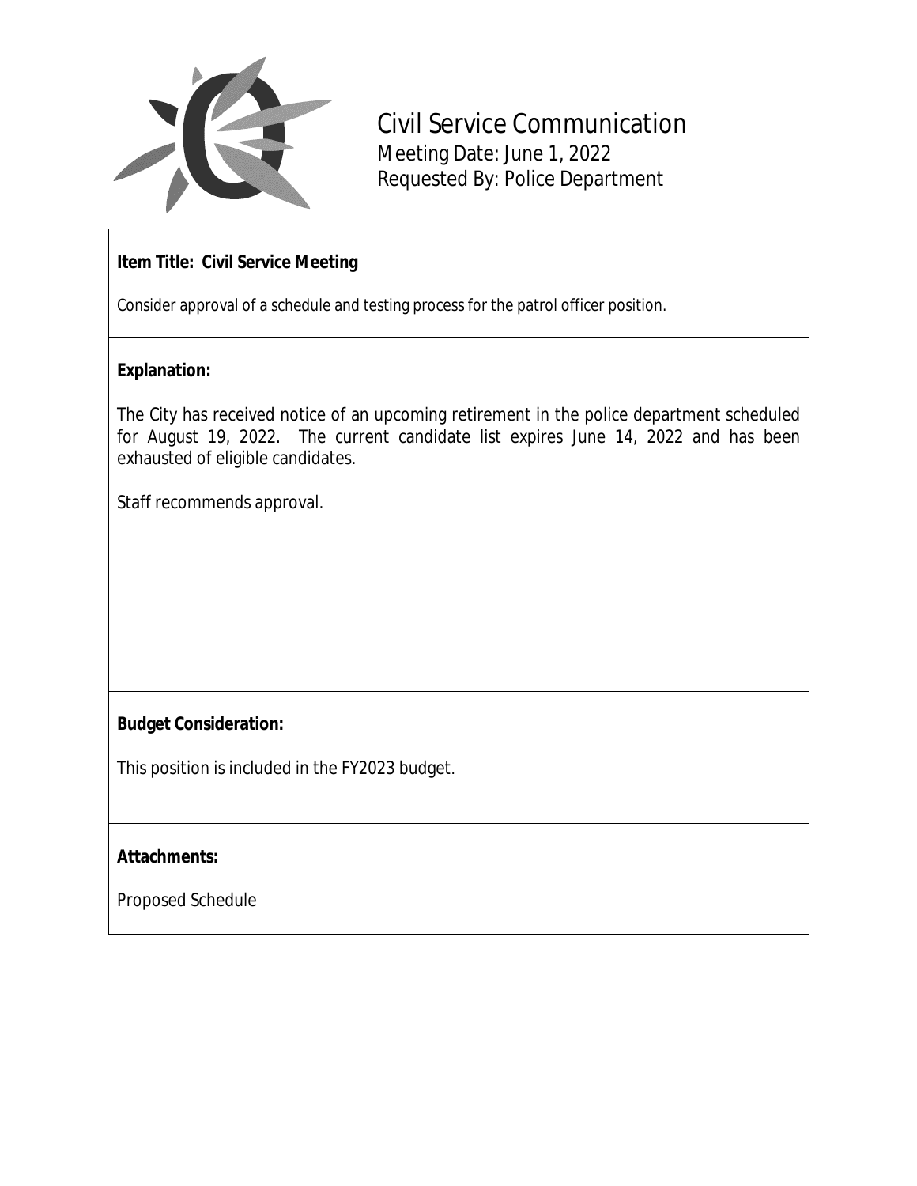# Civil Service Communication

Meeting Date: June 1, 2022

Requested By: Police Department

**Item Title: Civil Service Meeting**

Consider approval of a schedule and testing process for the patrol officer position.

**Explanation:**

The City has received notice of an upcoming retirement in the police department scheduled for August 19, 2022. The current candidate list expires June 14, 2022 and has been exhausted of eligible candidates.

Staff recommends approval.

**Budget Consideration:**

This position is included in the FY2023 budget.

**Attachments:**

Proposed Schedule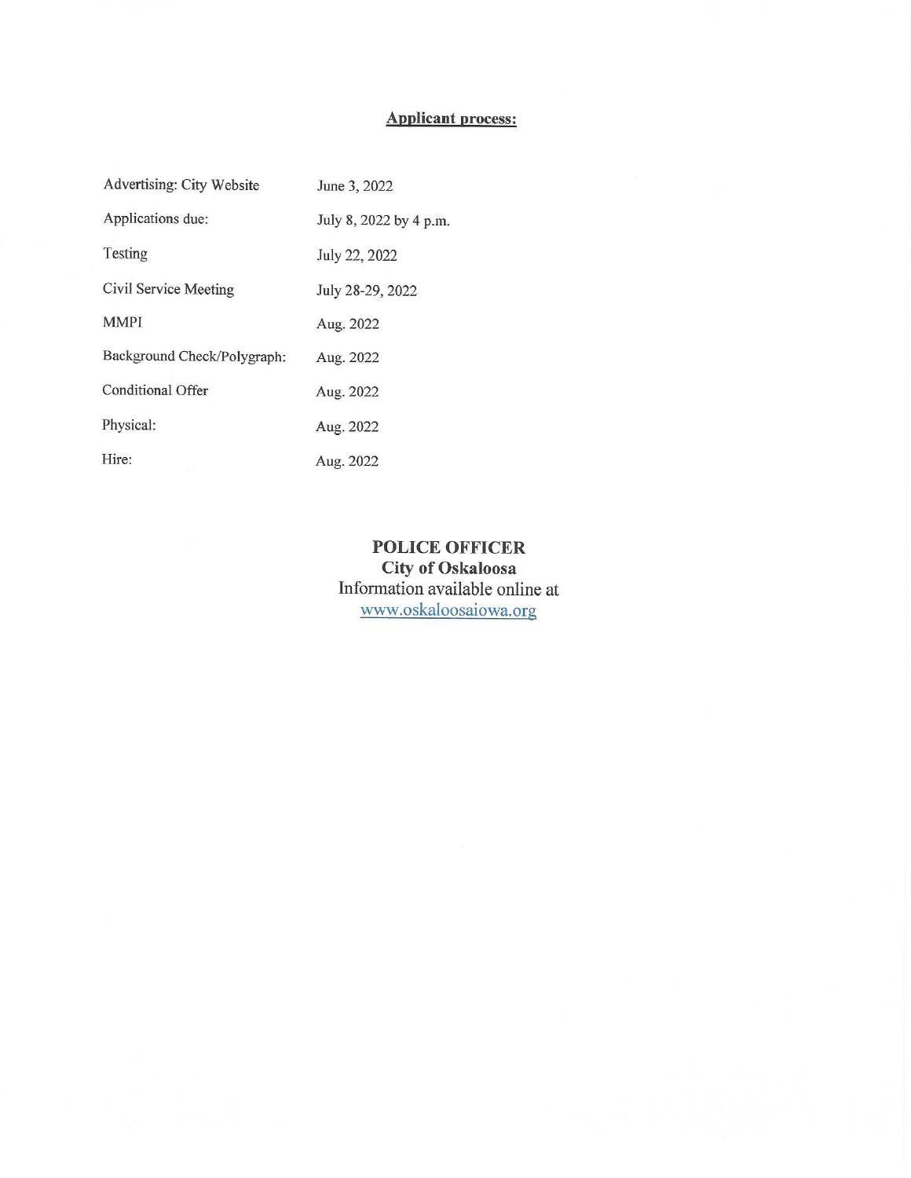## **Applicant process:**

| | |
|---|---|
| Advertising: City Website | June 3, 2022 |
| Applications due: | July 8, 2022 by 4 p.m. |
| Testing | July 22, 2022 |
| Civil Service Meeting | July 28-29, 2022 |
| MMPI | Aug. 2022 |
| Background Check/Polygraph: | Aug. 2022 |
| Conditional Offer | Aug. 2022 |
| Physical: | Aug. 2022 |
| Hire: | Aug. 2022 |

**POLICE OFFICER**
**City of Oskaloosa**
Information available online at
www.oskaloosaiowa.org